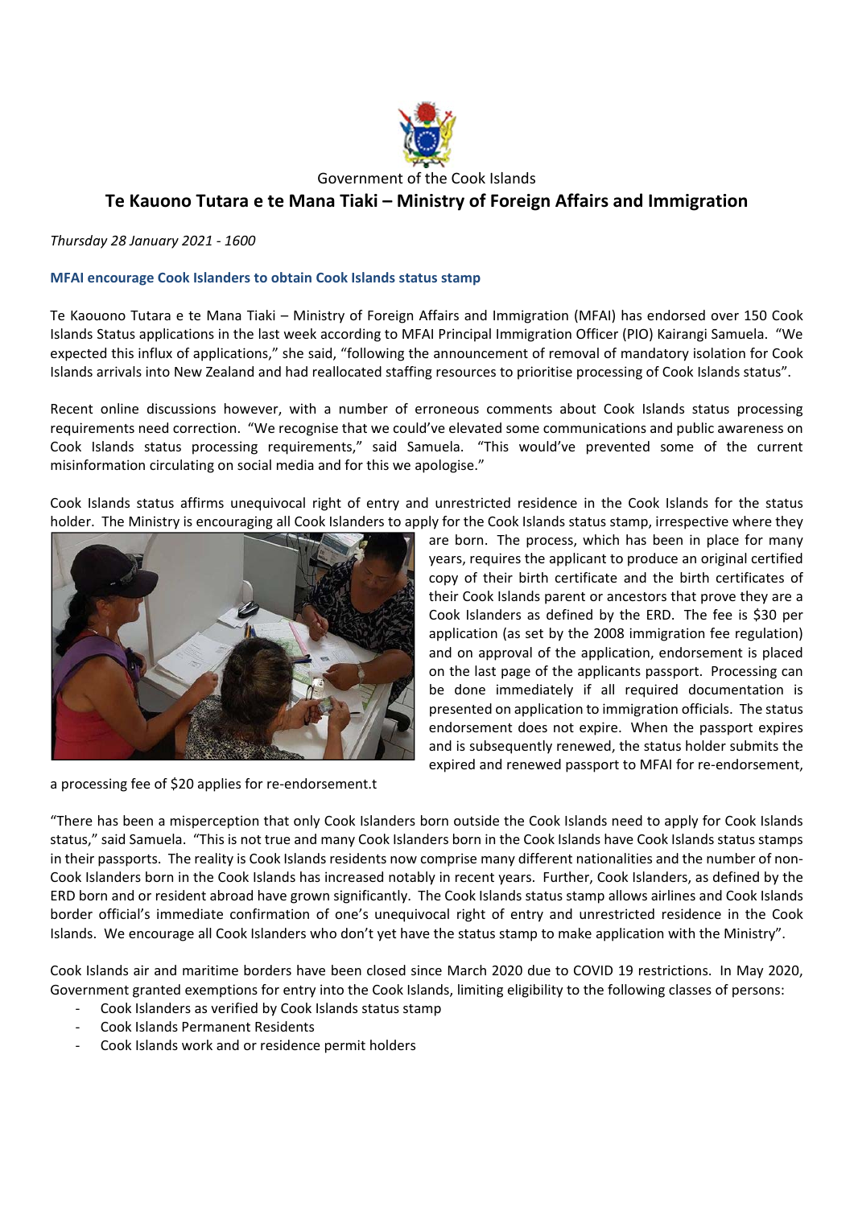Government of the Cook Islands

# Te Kauono Tutara e te Mana Tiaki – Ministry of Foreign Affairs and Immigration

*Thursday 28 January 2021 - 1600*

**MFAI encourage Cook Islanders to obtain Cook Islands status stamp**

Te Kaouono Tutara e te Mana Tiaki – Ministry of Foreign Affairs and Immigration (MFAI) has endorsed over 150 Cook Islands Status applications in the last week according to MFAI Principal Immigration Officer (PIO) Kairangi Samuela. "We expected this influx of applications," she said, "following the announcement of removal of mandatory isolation for Cook Islands arrivals into New Zealand and had reallocated staffing resources to prioritise processing of Cook Islands status".

Recent online discussions however, with a number of erroneous comments about Cook Islands status processing requirements need correction. "We recognise that we could've elevated some communications and public awareness on Cook Islands status processing requirements," said Samuela. "This would've prevented some of the current misinformation circulating on social media and for this we apologise."

Cook Islands status affirms unequivocal right of entry and unrestricted residence in the Cook Islands for the status holder. The Ministry is encouraging all Cook Islanders to apply for the Cook Islands status stamp, irrespective where they are born. The process, which has been in place for many years, requires the applicant to produce an original certified copy of their birth certificate and the birth certificates of their Cook Islands parent or ancestors that prove they are a Cook Islanders as defined by the ERD. The fee is $30 per application (as set by the 2008 immigration fee regulation) and on approval of the application, endorsement is placed on the last page of the applicants passport. Processing can be done immediately if all required documentation is presented on application to immigration officials. The status endorsement does not expire. When the passport expires and is subsequently renewed, the status holder submits the expired and renewed passport to MFAI for re-endorsement, a processing fee of $20 applies for re-endorsement.t

"There has been a misperception that only Cook Islanders born outside the Cook Islands need to apply for Cook Islands status," said Samuela. "This is not true and many Cook Islanders born in the Cook Islands have Cook Islands status stamps in their passports. The reality is Cook Islands residents now comprise many different nationalities and the number of non-Cook Islanders born in the Cook Islands has increased notably in recent years. Further, Cook Islanders, as defined by the ERD born and or resident abroad have grown significantly. The Cook Islands status stamp allows airlines and Cook Islands border official's immediate confirmation of one's unequivocal right of entry and unrestricted residence in the Cook Islands. We encourage all Cook Islanders who don't yet have the status stamp to make application with the Ministry".

Cook Islands air and maritime borders have been closed since March 2020 due to COVID 19 restrictions. In May 2020, Government granted exemptions for entry into the Cook Islands, limiting eligibility to the following classes of persons:

- Cook Islanders as verified by Cook Islands status stamp
- Cook Islands Permanent Residents
- Cook Islands work and or residence permit holders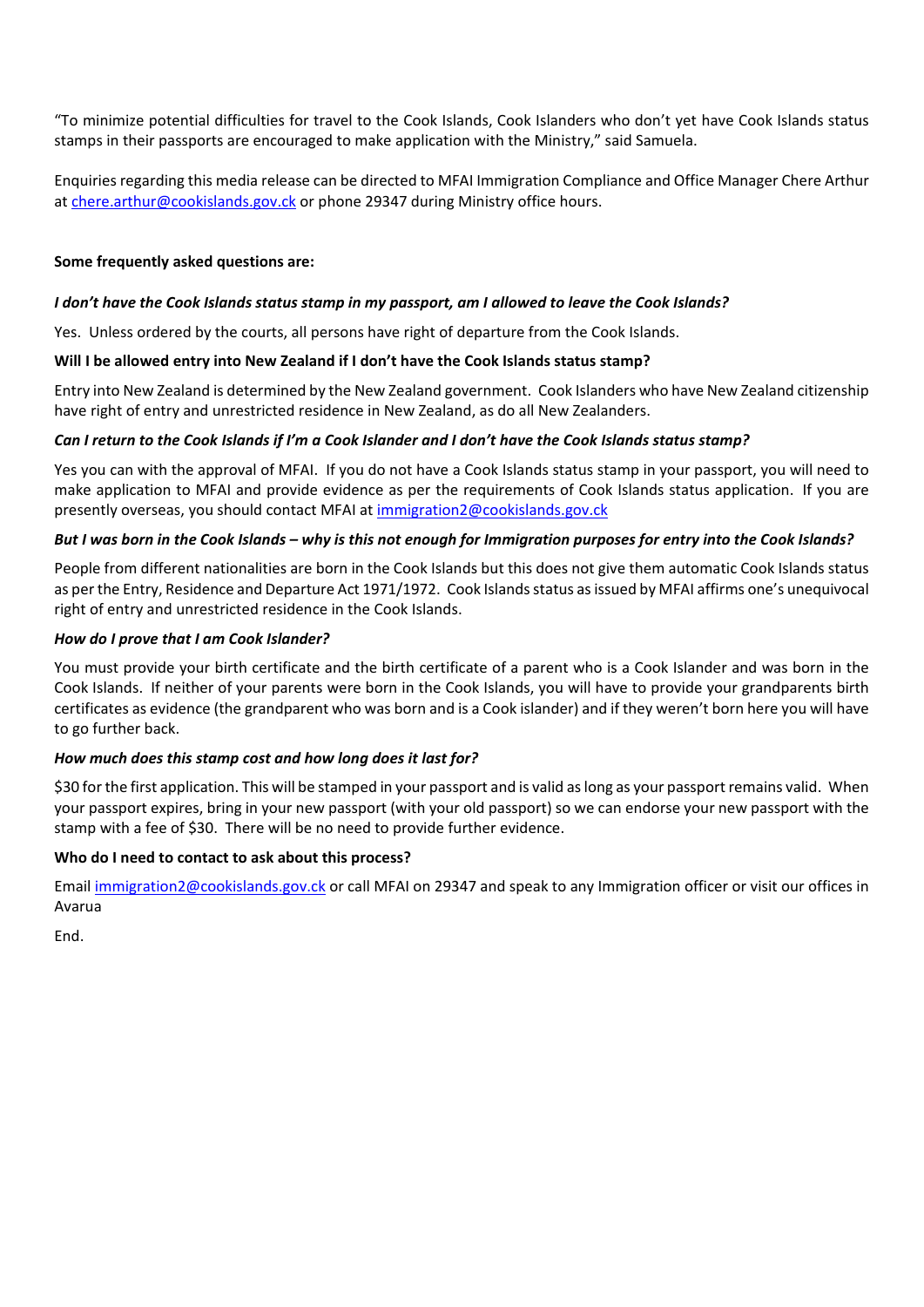"To minimize potential difficulties for travel to the Cook Islands, Cook Islanders who don't yet have Cook Islands status stamps in their passports are encouraged to make application with the Ministry," said Samuela.

Enquiries regarding this media release can be directed to MFAI Immigration Compliance and Office Manager Chere Arthur at chere.arthur@cookislands.gov.ck or phone 29347 during Ministry office hours.

**Some frequently asked questions are:**

***I don't have the Cook Islands status stamp in my passport, am I allowed to leave the Cook Islands?***

Yes. Unless ordered by the courts, all persons have right of departure from the Cook Islands.

**Will I be allowed entry into New Zealand if I don't have the Cook Islands status stamp?**

Entry into New Zealand is determined by the New Zealand government. Cook Islanders who have New Zealand citizenship have right of entry and unrestricted residence in New Zealand, as do all New Zealanders.

***Can I return to the Cook Islands if I'm a Cook Islander and I don't have the Cook Islands status stamp?***

Yes you can with the approval of MFAI. If you do not have a Cook Islands status stamp in your passport, you will need to make application to MFAI and provide evidence as per the requirements of Cook Islands status application. If you are presently overseas, you should contact MFAI at immigration2@cookislands.gov.ck

***But I was born in the Cook Islands – why is this not enough for Immigration purposes for entry into the Cook Islands?***

People from different nationalities are born in the Cook Islands but this does not give them automatic Cook Islands status as per the Entry, Residence and Departure Act 1971/1972. Cook Islands status as issued by MFAI affirms one's unequivocal right of entry and unrestricted residence in the Cook Islands.

***How do I prove that I am Cook Islander?***

You must provide your birth certificate and the birth certificate of a parent who is a Cook Islander and was born in the Cook Islands. If neither of your parents were born in the Cook Islands, you will have to provide your grandparents birth certificates as evidence (the grandparent who was born and is a Cook islander) and if they weren't born here you will have to go further back.

***How much does this stamp cost and how long does it last for?***

$30 for the first application. This will be stamped in your passport and is valid as long as your passport remains valid. When your passport expires, bring in your new passport (with your old passport) so we can endorse your new passport with the stamp with a fee of $30. There will be no need to provide further evidence.

**Who do I need to contact to ask about this process?**

Email immigration2@cookislands.gov.ck or call MFAI on 29347 and speak to any Immigration officer or visit our offices in Avarua

End.